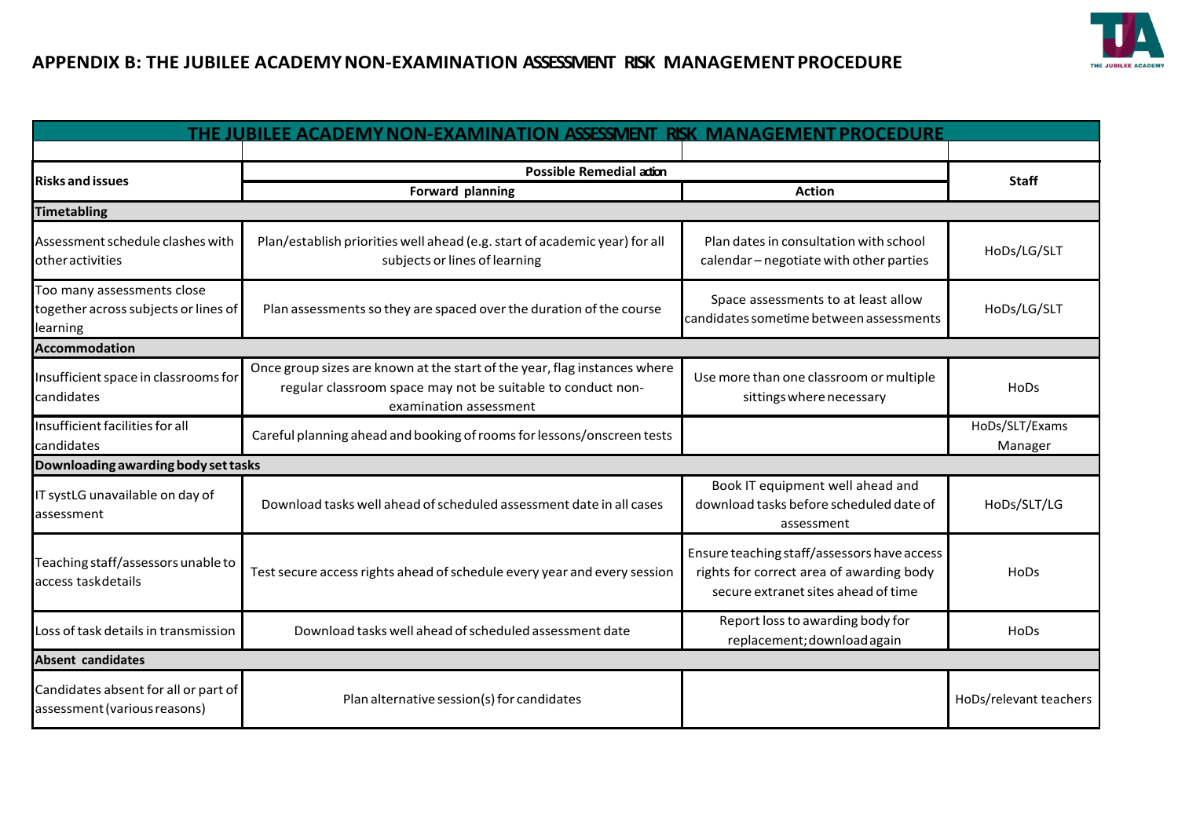# APPENDIX B: THE JUBILEE ACADEMY NON-EXAMINATION ASSESSMENT RISK MANAGEMENT PROCEDURE

| THE JUBILEE ACADEMY NON-EXAMINATION ASSESSMENT RISK MANAGEMENT PROCEDURE | | | |
|---|---|---|---|
| | | | |
| **Risks and issues** | **Possible Remedial action** | | **Staff** |
| | **Forward planning** | **Action** | |
| **Timetabling** | | | |
| Assessment schedule clashes with other activities | Plan/establish priorities well ahead (e.g. start of academic year) for all subjects or lines of learning | Plan dates in consultation with school calendar – negotiate with other parties | HoDs/LG/SLT |
| Too many assessments close together across subjects or lines of learning | Plan assessments so they are spaced over the duration of the course | Space assessments to at least allow candidates sometime between assessments | HoDs/LG/SLT |
| **Accommodation** | | | |
| Insufficient space in classrooms for candidates | Once group sizes are known at the start of the year, flag instances where regular classroom space may not be suitable to conduct non-examination assessment | Use more than one classroom or multiple sittings where necessary | HoDs |
| Insufficient facilities for all candidates | Careful planning ahead and booking of rooms for lessons/onscreen tests | | HoDs/SLT/Exams Manager |
| **Downloading awarding body set tasks** | | | |
| IT systLG unavailable on day of assessment | Download tasks well ahead of scheduled assessment date in all cases | Book IT equipment well ahead and download tasks before scheduled date of assessment | HoDs/SLT/LG |
| Teaching staff/assessors unable to access task details | Test secure access rights ahead of schedule every year and every session | Ensure teaching staff/assessors have access rights for correct area of awarding body secure extranet sites ahead of time | HoDs |
| Loss of task details in transmission | Download tasks well ahead of scheduled assessment date | Report loss to awarding body for replacement; download again | HoDs |
| **Absent candidates** | | | |
| Candidates absent for all or part of assessment (various reasons) | Plan alternative session(s) for candidates | | HoDs/relevant teachers |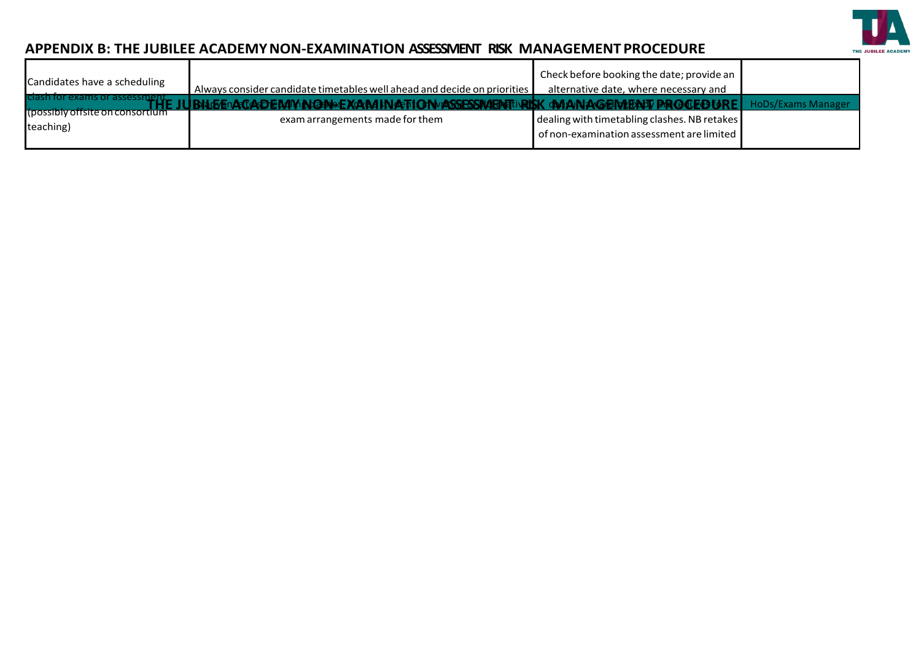|  |  |  |  |
|---|---|---|---|
| Candidates have a scheduling clash for exams or assessment (possibly offsite on consortium teaching) | Always consider candidate timetables well ahead and decide on priorities … exam arrangements made for them | Check before booking the date; provide an alternative date, where necessary and comply with awarding body procedures for dealing with timetabling clashes. NB retakes of non-examination assessment are limited | HoDs/Exams Manager |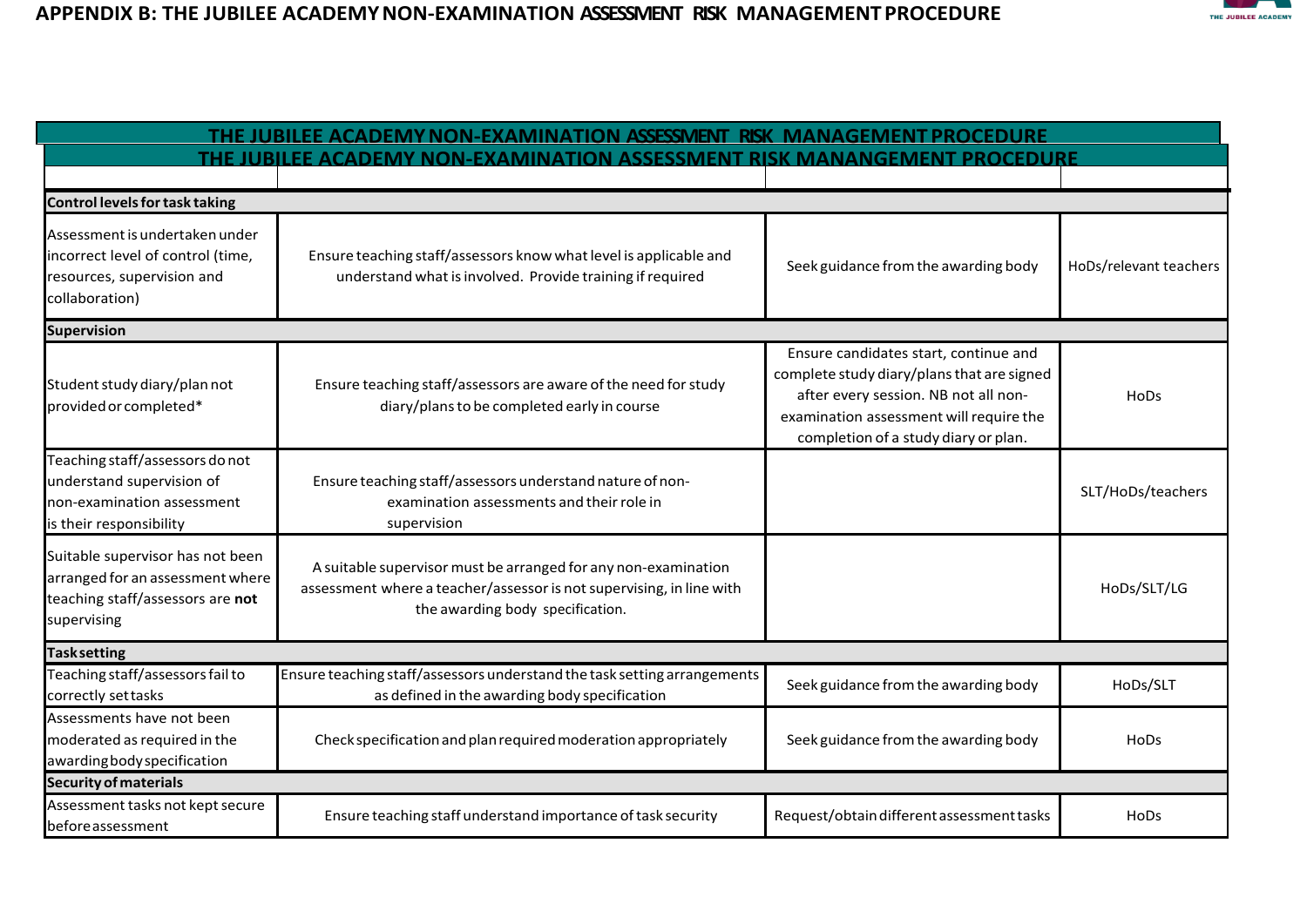# APPENDIX B: THE JUBILEE ACADEMY NON-EXAMINATION ASSESSMENT RISK MANAGEMENT PROCEDURE

## THE JUBILEE ACADEMY NON-EXAMINATION ASSESSMENT RISK MANAGEMENT PROCEDURE

## THE JUBILEE ACADEMY NON-EXAMINATION ASSESSMENT RISK MANANGEMENT PROCEDURE

| | | | |
|---|---|---|---|
| **Control levels for task taking** | | | |
| Assessment is undertaken under incorrect level of control (time, resources, supervision and collaboration) | Ensure teaching staff/assessors know what level is applicable and understand what is involved. Provide training if required | Seek guidance from the awarding body | HoDs/relevant teachers |
| **Supervision** | | | |
| Student study diary/plan not provided or completed* | Ensure teaching staff/assessors are aware of the need for study diary/plans to be completed early in course | Ensure candidates start, continue and complete study diary/plans that are signed after every session. NB not all non-examination assessment will require the completion of a study diary or plan. | HoDs |
| Teaching staff/assessors do not understand supervision of non-examination assessment is their responsibility | Ensure teaching staff/assessors understand nature of non-examination assessments and their role in supervision | | SLT/HoDs/teachers |
| Suitable supervisor has not been arranged for an assessment where teaching staff/assessors are **not** supervising | A suitable supervisor must be arranged for any non-examination assessment where a teacher/assessor is not supervising, in line with the awarding body specification. | | HoDs/SLT/LG |
| **Task setting** | | | |
| Teaching staff/assessors fail to correctly set tasks | Ensure teaching staff/assessors understand the task setting arrangements as defined in the awarding body specification | Seek guidance from the awarding body | HoDs/SLT |
| Assessments have not been moderated as required in the awarding body specification | Check specification and plan required moderation appropriately | Seek guidance from the awarding body | HoDs |
| **Security of materials** | | | |
| Assessment tasks not kept secure before assessment | Ensure teaching staff understand importance of task security | Request/obtain different assessment tasks | HoDs |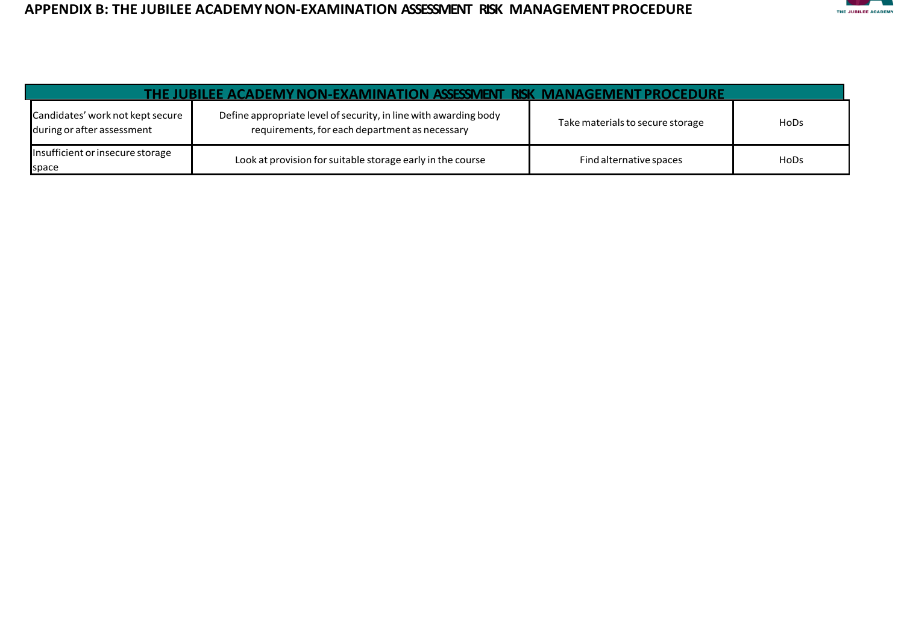# APPENDIX B: THE JUBILEE ACADEMY NON-EXAMINATION ASSESSMENT RISK MANAGEMENT PROCEDURE

| THE JUBILEE ACADEMY NON-EXAMINATION ASSESSMENT RISK MANAGEMENT PROCEDURE | | | |
|---|---|---|---|
| Candidates' work not kept secure during or after assessment | Define appropriate level of security, in line with awarding body requirements, for each department as necessary | Take materials to secure storage | HoDs |
| Insufficient or insecure storage space | Look at provision for suitable storage early in the course | Find alternative spaces | HoDs |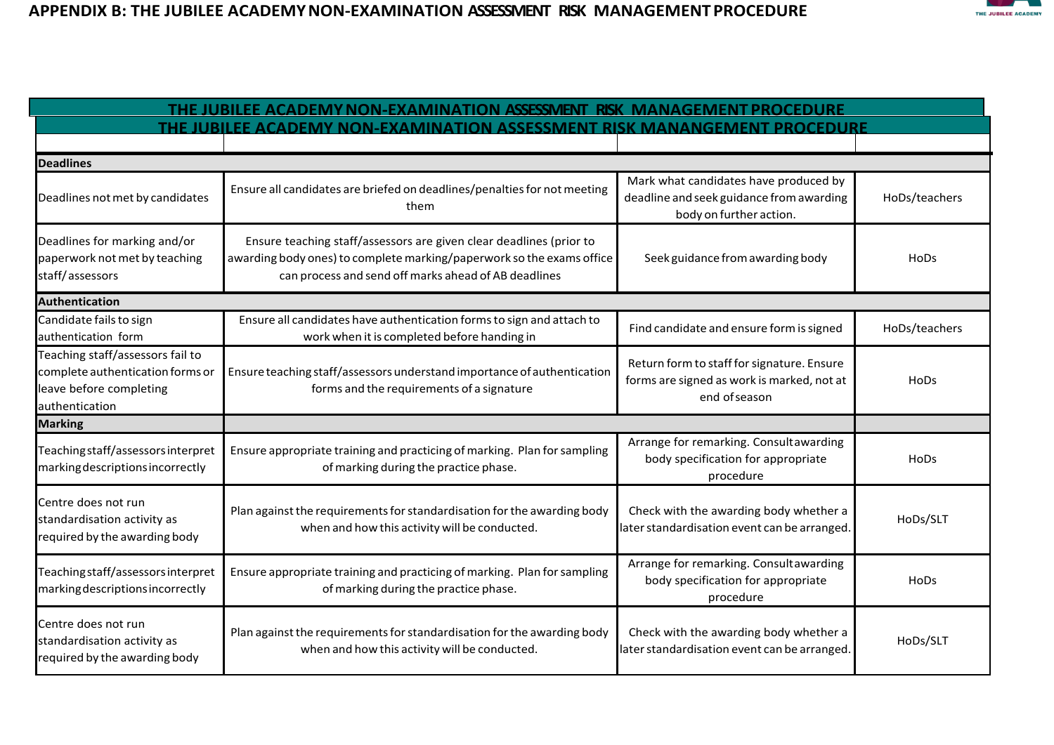# APPENDIX B: THE JUBILEE ACADEMY NON-EXAMINATION ASSESSMENT RISK MANAGEMENT PROCEDURE

## THE JUBILEE ACADEMY NON-EXAMINATION ASSESSMENT RISK MANAGEMENT PROCEDURE

## THE JUBILEE ACADEMY NON-EXAMINATION ASSESSMENT RISK MANANGEMENT PROCEDURE

| | | | |
|---|---|---|---|
| **Deadlines** | | | |
| Deadlines not met by candidates | Ensure all candidates are briefed on deadlines/penalties for not meeting them | Mark what candidates have produced by deadline and seek guidance from awarding body on further action. | HoDs/teachers |
| Deadlines for marking and/or paperwork not met by teaching staff/assessors | Ensure teaching staff/assessors are given clear deadlines (prior to awarding body ones) to complete marking/paperwork so the exams office can process and send off marks ahead of AB deadlines | Seek guidance from awarding body | HoDs |
| **Authentication** | | | |
| Candidate fails to sign authentication form | Ensure all candidates have authentication forms to sign and attach to work when it is completed before handing in | Find candidate and ensure form is signed | HoDs/teachers |
| Teaching staff/assessors fail to complete authentication forms or leave before completing authentication | Ensure teaching staff/assessors understand importance of authentication forms and the requirements of a signature | Return form to staff for signature. Ensure forms are signed as work is marked, not at end of season | HoDs |
| **Marking** | | | |
| Teaching staff/assessors interpret marking descriptions incorrectly | Ensure appropriate training and practicing of marking. Plan for sampling of marking during the practice phase. | Arrange for remarking. Consult awarding body specification for appropriate procedure | HoDs |
| Centre does not run standardisation activity as required by the awarding body | Plan against the requirements for standardisation for the awarding body when and how this activity will be conducted. | Check with the awarding body whether a later standardisation event can be arranged. | HoDs/SLT |
| Teaching staff/assessors interpret marking descriptions incorrectly | Ensure appropriate training and practicing of marking. Plan for sampling of marking during the practice phase. | Arrange for remarking. Consult awarding body specification for appropriate procedure | HoDs |
| Centre does not run standardisation activity as required by the awarding body | Plan against the requirements for standardisation for the awarding body when and how this activity will be conducted. | Check with the awarding body whether a later standardisation event can be arranged. | HoDs/SLT |